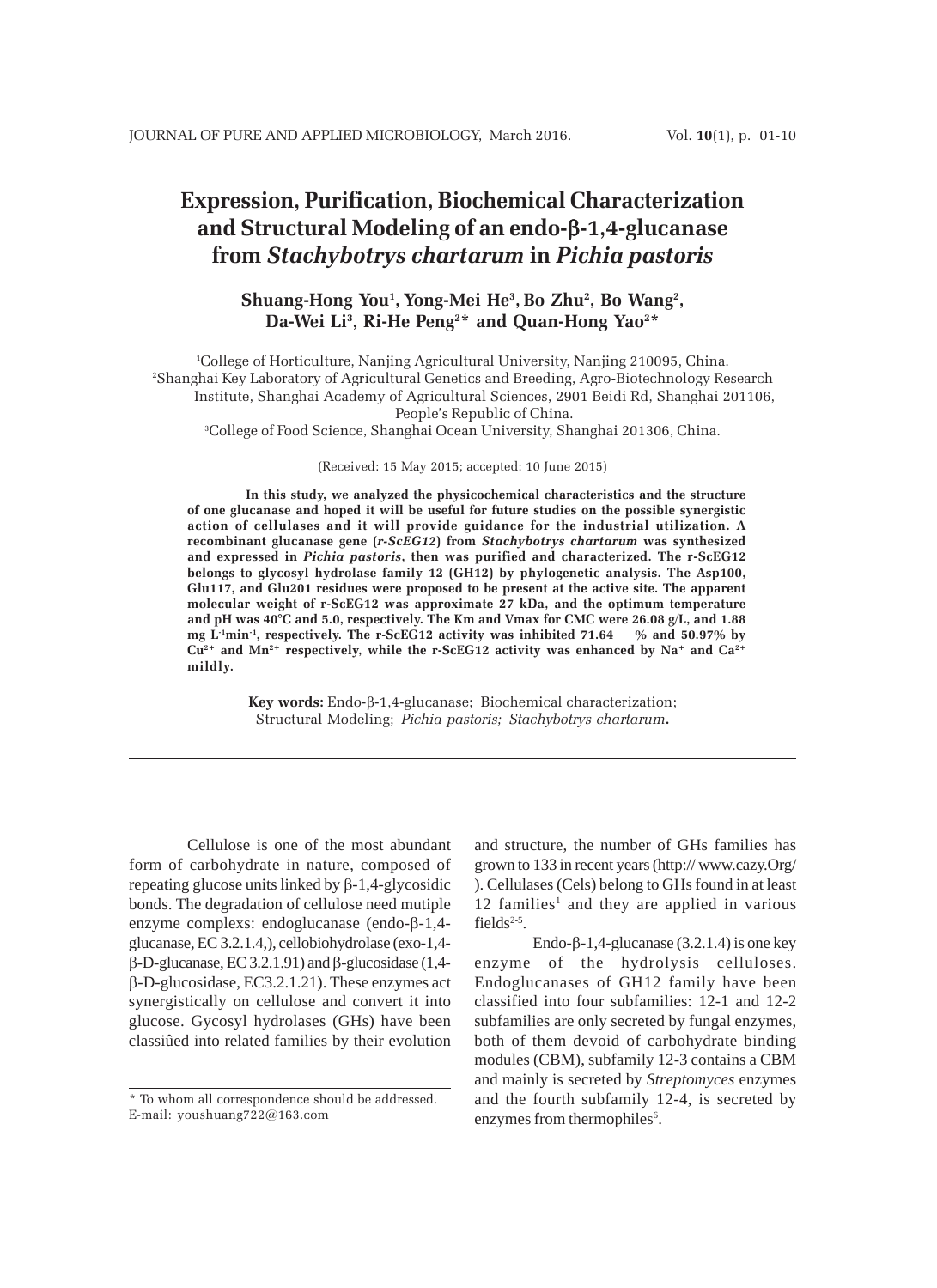# Expression, Purification, Biochemical Characterization and Structural Modeling of an endo-β-1,4-glucanase from *Stachybotrys chartarum* in *Pichia pastoris*

**Shuang-Hong You[1], Yong-Mei He[3], Bo Zhu[2], Bo Wang[2], Da-Wei Li[3], Ri-He Peng[2]\* and Quan-Hong Yao[2]\***

[1]College of Horticulture, Nanjing Agricultural University, Nanjing 210095, China.
[2]Shanghai Key Laboratory of Agricultural Genetics and Breeding, Agro-Biotechnology Research Institute, Shanghai Academy of Agricultural Sciences, 2901 Beidi Rd, Shanghai 201106, People's Republic of China.
[3]College of Food Science, Shanghai Ocean University, Shanghai 201306, China.

(Received: 15 May 2015; accepted: 10 June 2015)

**In this study, we analyzed the physicochemical characteristics and the structure of one glucanase and hoped it will be useful for future studies on the possible synergistic action of cellulases and it will provide guidance for the industrial utilization. A recombinant glucanase gene (*r-ScEG12*) from *Stachybotrys chartarum* was synthesized and expressed in *Pichia pastoris*, then was purified and characterized. The r-ScEG12 belongs to glycosyl hydrolase family 12 (GH12) by phylogenetic analysis. The Asp100, Glu117, and Glu201 residues were proposed to be present at the active site. The apparent molecular weight of r-ScEG12 was approximate 27 kDa, and the optimum temperature and pH was 40°C and 5.0, respectively. The Km and Vmax for CMC were 26.08 g/L, and 1.88 mg $L^{-1}min^{-1}$, respectively. The r-ScEG12 activity was inhibited 71.64 % and 50.97% by $Cu^{2+}$ and $Mn^{2+}$ respectively, while the r-ScEG12 activity was enhanced by $Na^{+}$ and $Ca^{2+}$ mildly.**

**Key words:** Endo-β-1,4-glucanase; Biochemical characterization; Structural Modeling; *Pichia pastoris; Stachybotrys chartarum*.

Cellulose is one of the most abundant form of carbohydrate in nature, composed of repeating glucose units linked by β-1,4-glycosidic bonds. The degradation of cellulose need mutiple enzyme complexs: endoglucanase (endo-β-1,4-glucanase, EC 3.2.1.4,), cellobiohydrolase (exo-1,4-β-D-glucanase, EC 3.2.1.91) and β-glucosidase (1,4-β-D-glucosidase, EC3.2.1.21). These enzymes act synergistically on cellulose and convert it into glucose. Gycosyl hydrolases (GHs) have been classiûed into related families by their evolution and structure, the number of GHs families has grown to 133 in recent years (http:// www.cazy.Org/ ). Cellulases (Cels) belong to GHs found in at least 12 families[1] and they are applied in various fields[2-5].

Endo-β-1,4-glucanase (3.2.1.4) is one key enzyme of the hydrolysis celluloses. Endoglucanases of GH12 family have been classified into four subfamilies: 12-1 and 12-2 subfamilies are only secreted by fungal enzymes, both of them devoid of carbohydrate binding modules (CBM), subfamily 12-3 contains a CBM and mainly is secreted by *Streptomyces* enzymes and the fourth subfamily 12-4, is secreted by enzymes from thermophiles[6].

\* To whom all correspondence should be addressed.
E-mail: youshuang722@163.com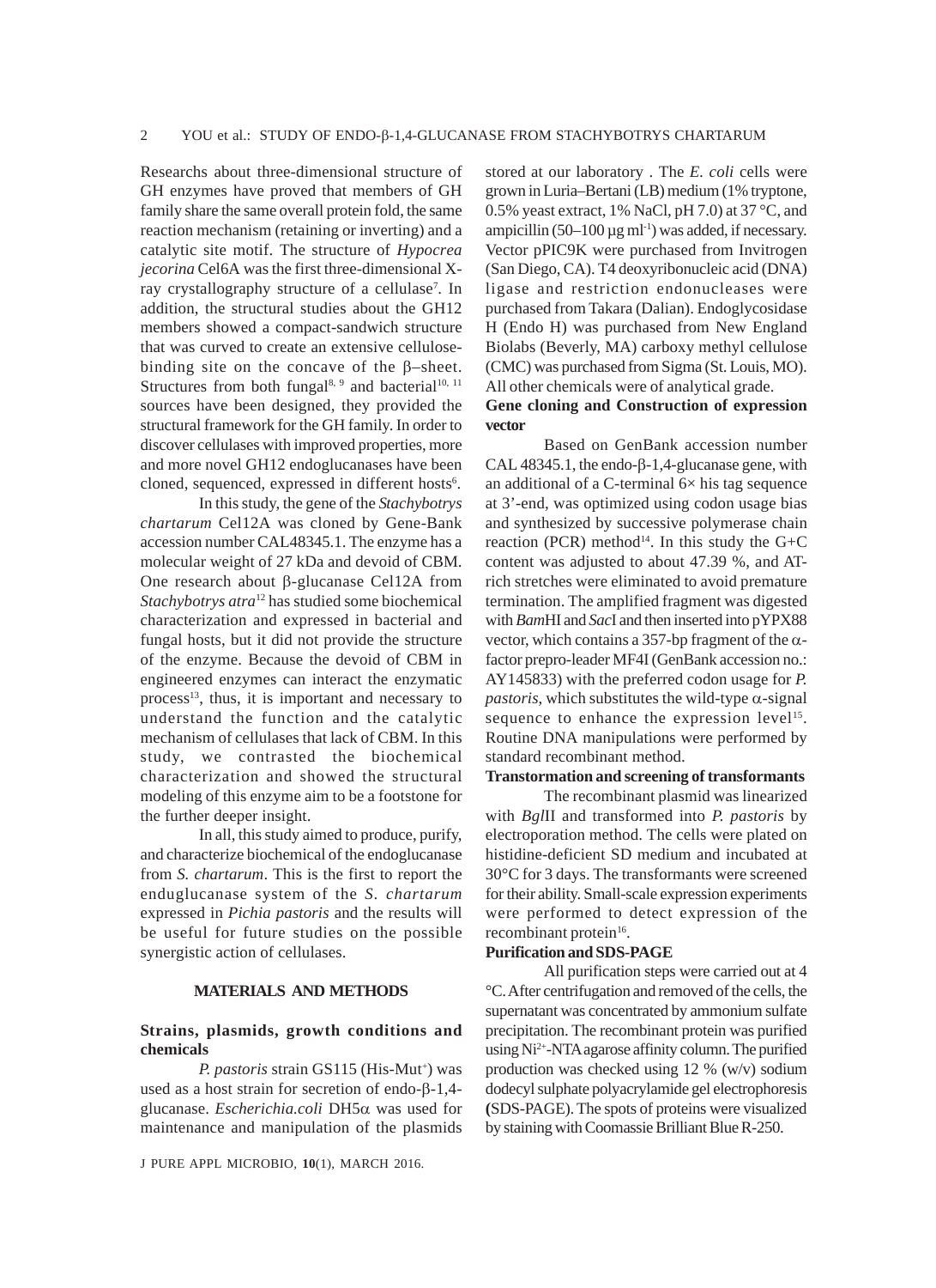Researchs about three-dimensional structure of GH enzymes have proved that members of GH family share the same overall protein fold, the same reaction mechanism (retaining or inverting) and a catalytic site motif. The structure of *Hypocrea jecorina* Cel6A was the first three-dimensional X-ray crystallography structure of a cellulase[7]. In addition, the structural studies about the GH12 members showed a compact-sandwich structure that was curved to create an extensive cellulose-binding site on the concave of the β–sheet. Structures from both fungal[8, 9] and bacterial[10, 11] sources have been designed, they provided the structural framework for the GH family. In order to discover cellulases with improved properties, more and more novel GH12 endoglucanases have been cloned, sequenced, expressed in different hosts[6].

In this study, the gene of the *Stachybotrys chartarum* Cel12A was cloned by Gene-Bank accession number CAL48345.1. The enzyme has a molecular weight of 27 kDa and devoid of CBM. One research about β-glucanase Cel12A from *Stachybotrys atra*[12] has studied some biochemical characterization and expressed in bacterial and fungal hosts, but it did not provide the structure of the enzyme. Because the devoid of CBM in engineered enzymes can interact the enzymatic process[13], thus, it is important and necessary to understand the function and the catalytic mechanism of cellulases that lack of CBM. In this study, we contrasted the biochemical characterization and showed the structural modeling of this enzyme aim to be a footstone for the further deeper insight.

In all, this study aimed to produce, purify, and characterize biochemical of the endoglucanase from *S. chartarum*. This is the first to report the enduglucanase system of the *S. chartarum* expressed in *Pichia pastoris* and the results will be useful for future studies on the possible synergistic action of cellulases.

## MATERIALS AND METHODS

### Strains, plasmids, growth conditions and chemicals

*P. pastoris* strain GS115 (His-Mut$^+$) was used as a host strain for secretion of endo-β-1,4-glucanase. *Escherichia.coli* DH5α was used for maintenance and manipulation of the plasmids stored at our laboratory . The *E. coli* cells were grown in Luria–Bertani (LB) medium (1% tryptone, 0.5% yeast extract, 1% NaCl, pH 7.0) at 37 °C, and ampicillin (50–100 μg ml$^{-1}$) was added, if necessary. Vector pPIC9K were purchased from Invitrogen (San Diego, CA). T4 deoxyribonucleic acid (DNA) ligase and restriction endonucleases were purchased from Takara (Dalian). Endoglycosidase H (Endo H) was purchased from New England Biolabs (Beverly, MA) carboxy methyl cellulose (CMC) was purchased from Sigma (St. Louis, MO). All other chemicals were of analytical grade.

### Gene cloning and Construction of expression vector

Based on GenBank accession number CAL 48345.1, the endo-β-1,4-glucanase gene, with an additional of a C-terminal 6× his tag sequence at 3'-end, was optimized using codon usage bias and synthesized by successive polymerase chain reaction (PCR) method[14]. In this study the G+C content was adjusted to about 47.39 %, and AT-rich stretches were eliminated to avoid premature termination. The amplified fragment was digested with *Bam*HI and *Sac*I and then inserted into pYPX88 vector, which contains a 357-bp fragment of the α-factor prepro-leader MF4I (GenBank accession no.: AY145833) with the preferred codon usage for *P. pastoris*, which substitutes the wild-type α-signal sequence to enhance the expression level[15]. Routine DNA manipulations were performed by standard recombinant method.

### Transtormation and screening of transformants

The recombinant plasmid was linearized with *Bgl*II and transformed into *P. pastoris* by electroporation method. The cells were plated on histidine-deficient SD medium and incubated at 30°C for 3 days. The transformants were screened for their ability. Small-scale expression experiments were performed to detect expression of the recombinant protein[16].

### Purification and SDS-PAGE

All purification steps were carried out at 4 °C. After centrifugation and removed of the cells, the supernatant was concentrated by ammonium sulfate precipitation. The recombinant protein was purified using $Ni^{2+}$-NTA agarose affinity column. The purified production was checked using 12 % (w/v) sodium dodecyl sulphate polyacrylamide gel electrophoresis (SDS-PAGE). The spots of proteins were visualized by staining with Coomassie Brilliant Blue R-250.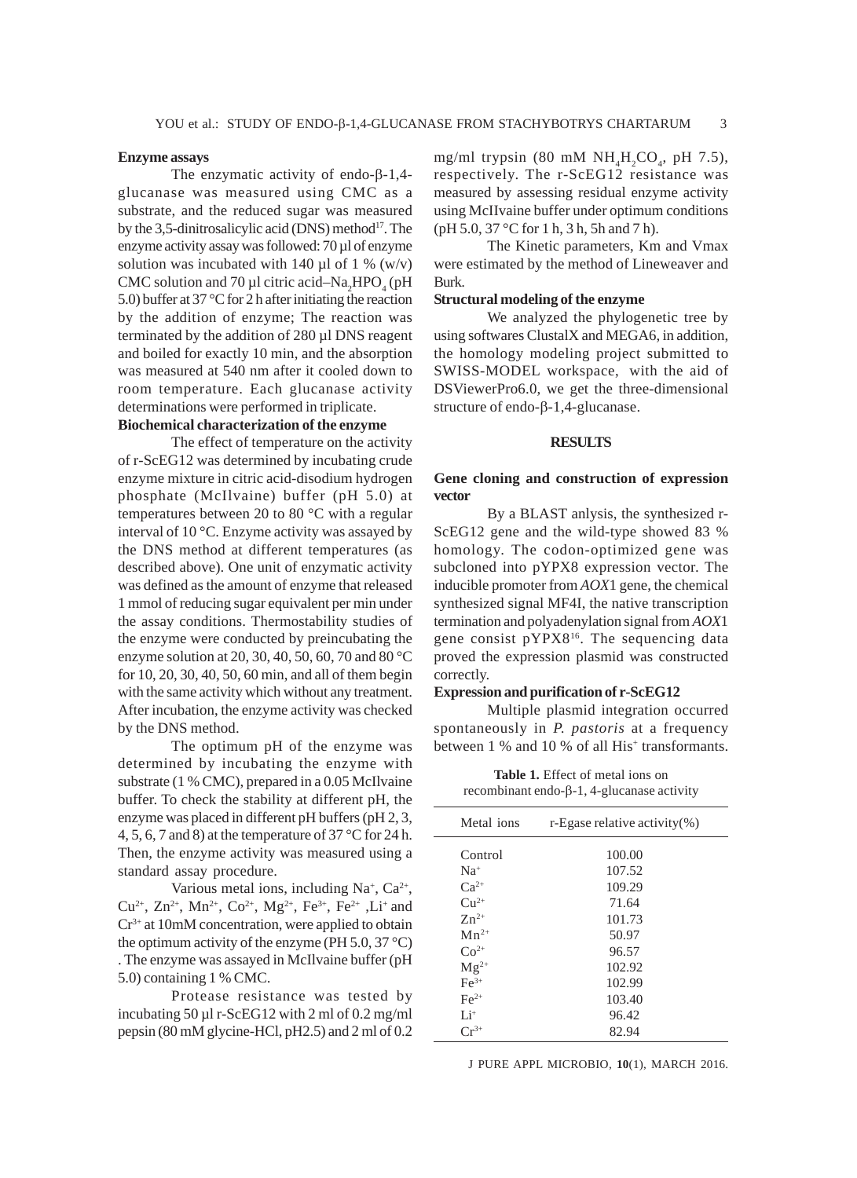**Enzyme assays**

The enzymatic activity of endo-β-1,4-glucanase was measured using CMC as a substrate, and the reduced sugar was measured by the 3,5-dinitrosalicylic acid (DNS) method[17]. The enzyme activity assay was followed: 70 µl of enzyme solution was incubated with 140 µl of 1 % (w/v) CMC solution and 70 µl citric acid–$Na_2HPO_4$ (pH 5.0) buffer at 37 °C for 2 h after initiating the reaction by the addition of enzyme; The reaction was terminated by the addition of 280 µl DNS reagent and boiled for exactly 10 min, and the absorption was measured at 540 nm after it cooled down to room temperature. Each glucanase activity determinations were performed in triplicate.

**Biochemical characterization of the enzyme**

The effect of temperature on the activity of r-ScEG12 was determined by incubating crude enzyme mixture in citric acid-disodium hydrogen phosphate (McIlvaine) buffer (pH 5.0) at temperatures between 20 to 80 °C with a regular interval of 10 °C. Enzyme activity was assayed by the DNS method at different temperatures (as described above). One unit of enzymatic activity was defined as the amount of enzyme that released 1 mmol of reducing sugar equivalent per min under the assay conditions. Thermostability studies of the enzyme were conducted by preincubating the enzyme solution at 20, 30, 40, 50, 60, 70 and 80 °C for 10, 20, 30, 40, 50, 60 min, and all of them begin with the same activity which without any treatment. After incubation, the enzyme activity was checked by the DNS method.

The optimum pH of the enzyme was determined by incubating the enzyme with substrate (1 % CMC), prepared in a 0.05 McIlvaine buffer. To check the stability at different pH, the enzyme was placed in different pH buffers (pH 2, 3, 4, 5, 6, 7 and 8) at the temperature of 37 °C for 24 h. Then, the enzyme activity was measured using a standard assay procedure.

Various metal ions, including $Na^+$, $Ca^{2+}$, $Cu^{2+}$, $Zn^{2+}$, $Mn^{2+}$, $Co^{2+}$, $Mg^{2+}$, $Fe^{3+}$, $Fe^{2+}$ ,$Li^+$ and $Cr^{3+}$ at 10mM concentration, were applied to obtain the optimum activity of the enzyme (PH 5.0, 37 °C) . The enzyme was assayed in McIlvaine buffer (pH 5.0) containing 1 % CMC.

Protease resistance was tested by incubating 50 µl r-ScEG12 with 2 ml of 0.2 mg/ml pepsin (80 mM glycine-HCl, pH2.5) and 2 ml of 0.2 mg/ml trypsin (80 mM $NH_4H_2CO_4$, pH 7.5), respectively. The r-ScEG12 resistance was measured by assessing residual enzyme activity using McIlvaine buffer under optimum conditions (pH 5.0, 37 °C for 1 h, 3 h, 5h and 7 h).

The Kinetic parameters, Km and Vmax were estimated by the method of Lineweaver and Burk.

**Structural modeling of the enzyme**

We analyzed the phylogenetic tree by using softwares ClustalX and MEGA6, in addition, the homology modeling project submitted to SWISS-MODEL workspace, with the aid of DSViewerPro6.0, we get the three-dimensional structure of endo-β-1,4-glucanase.

## RESULTS

**Gene cloning and construction of expression vector**

By a BLAST anlysis, the synthesized r-ScEG12 gene and the wild-type showed 83 % homology. The codon-optimized gene was subcloned into pYPX8 expression vector. The inducible promoter from *AOX*1 gene, the chemical synthesized signal MF4I, the native transcription termination and polyadenylation signal from *AOX*1 gene consist pYPX8[16]. The sequencing data proved the expression plasmid was constructed correctly.

**Expression and purification of r-ScEG12**

Multiple plasmid integration occurred spontaneously in *P. pastoris* at a frequency between 1 % and 10 % of all $His^+$ transformants.

**Table 1.** Effect of metal ions on recombinant endo-β-1, 4-glucanase activity

| Metal ions | r-Egase relative activity(%) |
|---|---|
| Control | 100.00 |
| $Na^+$ | 107.52 |
| $Ca^{2+}$ | 109.29 |
| $Cu^{2+}$ | 71.64 |
| $Zn^{2+}$ | 101.73 |
| $Mn^{2+}$ | 50.97 |
| $Co^{2+}$ | 96.57 |
| $Mg^{2+}$ | 102.92 |
| $Fe^{3+}$ | 102.99 |
| $Fe^{2+}$ | 103.40 |
| $Li^+$ | 96.42 |
| $Cr^{3+}$ | 82.94 |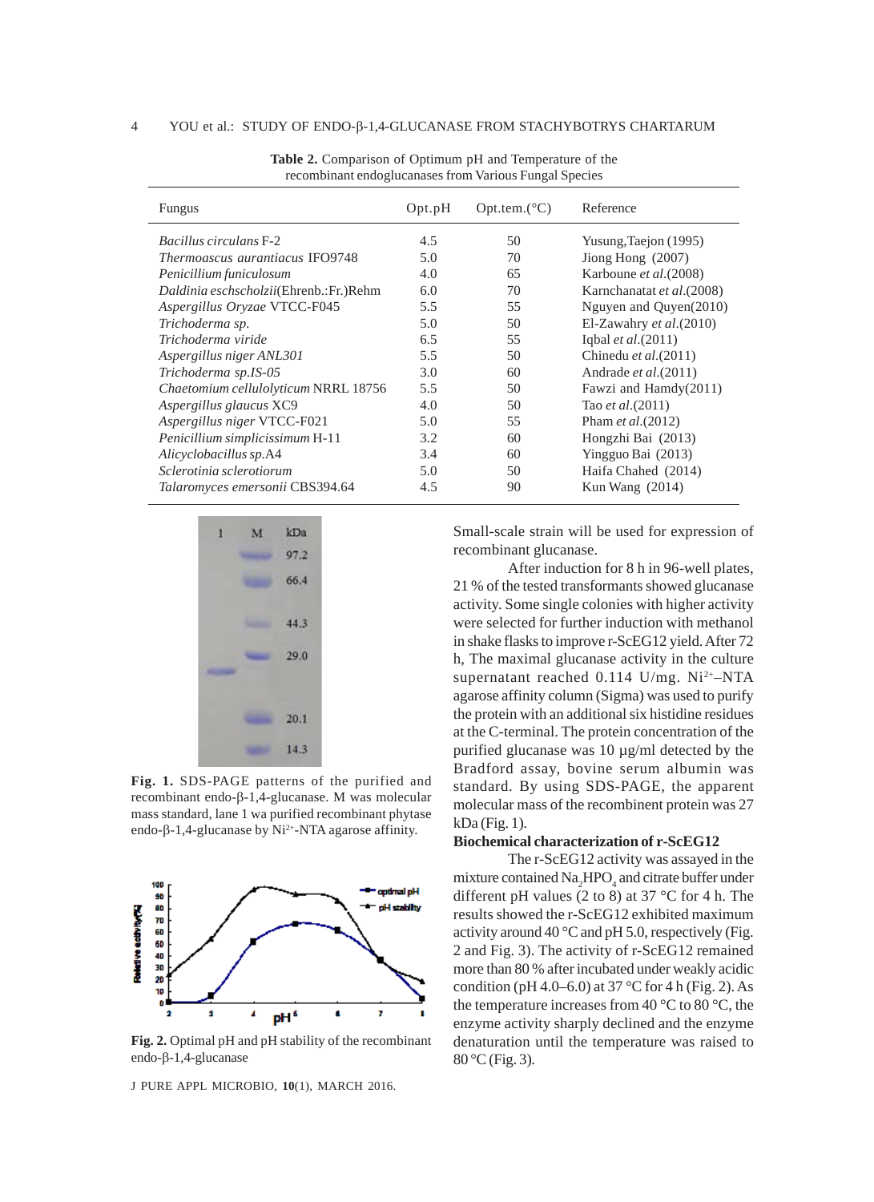**Table 2.** Comparison of Optimum pH and Temperature of the recombinant endoglucanases from Various Fungal Species

| Fungus | Opt.pH | Opt.tem.(°C) | Reference |
|---|---|---|---|
| *Bacillus circulans* F-2 | 4.5 | 50 | Yusung,Taejon (1995) |
| *Thermoascus aurantiacus* IFO9748 | 5.0 | 70 | Jiong Hong (2007) |
| *Penicillium funiculosum* | 4.0 | 65 | Karboune *et al*.(2008) |
| *Daldinia eschscholzii*(Ehrenb.:Fr.)Rehm | 6.0 | 70 | Karnchanatat *et al*.(2008) |
| *Aspergillus Oryzae* VTCC-F045 | 5.5 | 55 | Nguyen and Quyen(2010) |
| *Trichoderma sp.* | 5.0 | 50 | El-Zawahry *et al*.(2010) |
| *Trichoderma viride* | 6.5 | 55 | Iqbal *et al*.(2011) |
| *Aspergillus niger ANL301* | 5.5 | 50 | Chinedu *et al*.(2011) |
| *Trichoderma sp.IS-05* | 3.0 | 60 | Andrade *et al*.(2011) |
| *Chaetomium cellulolyticum* NRRL 18756 | 5.5 | 50 | Fawzi and Hamdy(2011) |
| *Aspergillus glaucus* XC9 | 4.0 | 50 | Tao *et al*.(2011) |
| *Aspergillus niger* VTCC-F021 | 5.0 | 55 | Pham *et al*.(2012) |
| *Penicillium simplicissimum* H-11 | 3.2 | 60 | Hongzhi Bai (2013) |
| *Alicyclobacillus sp.*A4 | 3.4 | 60 | Yingguo Bai (2013) |
| *Sclerotinia sclerotiorum* | 5.0 | 50 | Haifa Chahed (2014) |
| *Talaromyces emersonii* CBS394.64 | 4.5 | 90 | Kun Wang (2014) |

**Fig. 1.** SDS-PAGE patterns of the purified and recombinant endo-β-1,4-glucanase. M was molecular mass standard, lane 1 wa purified recombinant phytase endo-β-1,4-glucanase by $Ni^{2+}$-NTA agarose affinity.

**Fig. 2.** Optimal pH and pH stability of the recombinant endo-β-1,4-glucanase

Small-scale strain will be used for expression of recombinant glucanase.

After induction for 8 h in 96-well plates, 21 % of the tested transformants showed glucanase activity. Some single colonies with higher activity were selected for further induction with methanol in shake flasks to improve r-ScEG12 yield. After 72 h, The maximal glucanase activity in the culture supernatant reached 0.114 U/mg. $Ni^{2+}$–NTA agarose affinity column (Sigma) was used to purify the protein with an additional six histidine residues at the C-terminal. The protein concentration of the purified glucanase was 10 μg/ml detected by the Bradford assay, bovine serum albumin was standard. By using SDS-PAGE, the apparent molecular mass of the recombinant protein was 27 kDa (Fig. 1).

### Biochemical characterization of r-ScEG12

The r-ScEG12 activity was assayed in the mixture contained $Na_2HPO_4$ and citrate buffer under different pH values (2 to 8) at 37 °C for 4 h. The results showed the r-ScEG12 exhibited maximum activity around 40 °C and pH 5.0, respectively (Fig. 2 and Fig. 3). The activity of r-ScEG12 remained more than 80 % after incubated under weakly acidic condition (pH 4.0–6.0) at 37 °C for 4 h (Fig. 2). As the temperature increases from 40 °C to 80 °C, the enzyme activity sharply declined and the enzyme denaturation until the temperature was raised to 80 °C (Fig. 3).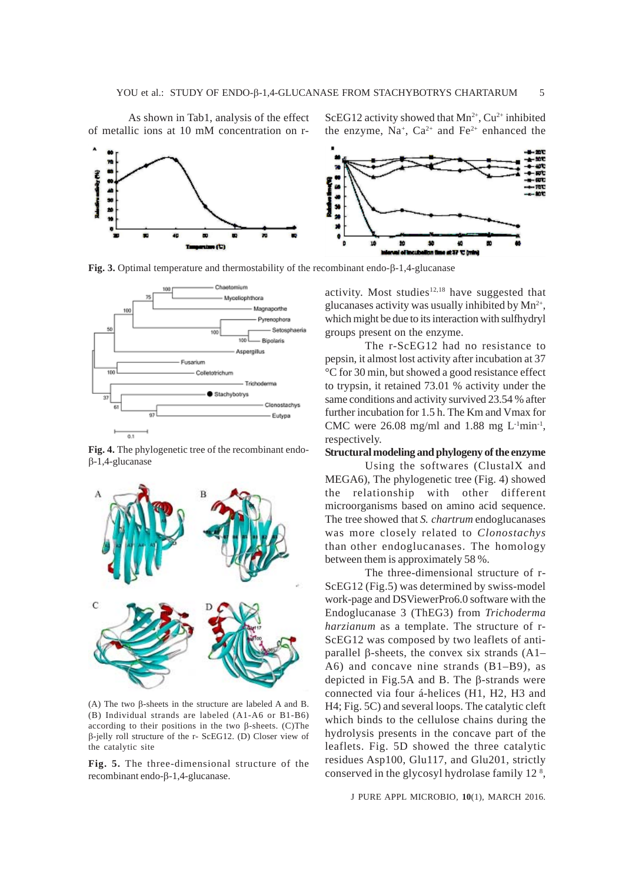As shown in Tab1, analysis of the effect of metallic ions at 10 mM concentration on r-ScEG12 activity showed that $Mn^{2+}$, $Cu^{2+}$ inhibited the enzyme, $Na^{+}$, $Ca^{2+}$ and $Fe^{2+}$ enhanced the activity. Most studies[12,18] have suggested that glucanases activity was usually inhibited by $Mn^{2+}$, which might be due to its interaction with sulfhydryl groups present on the enzyme.

**Fig. 3.** Optimal temperature and thermostability of the recombinant endo-β-1,4-glucanase

The r-ScEG12 had no resistance to pepsin, it almost lost activity after incubation at 37 °C for 30 min, but showed a good resistance effect to trypsin, it retained 73.01 % activity under the same conditions and activity survived 23.54 % after further incubation for 1.5 h. The Km and Vmax for CMC were 26.08 mg/ml and 1.88 mg $L^{-1}min^{-1}$, respectively.

**Fig. 4.** The phylogenetic tree of the recombinant endo-β-1,4-glucanase

## Structural modeling and phylogeny of the enzyme

Using the softwares (ClustalX and MEGA6), The phylogenetic tree (Fig. 4) showed the relationship with other different microorganisms based on amino acid sequence. The tree showed that *S. chartrum* endoglucanases was more closely related to *Clonostachys* than other endoglucanases. The homology between them is approximately 58 %.

The three-dimensional structure of r-ScEG12 (Fig.5) was determined by swiss-model work-page and DSViewerPro6.0 software with the Endoglucanase 3 (ThEG3) from *Trichoderma harzianum* as a template. The structure of r-ScEG12 was composed by two leaflets of anti-parallel β-sheets, the convex six strands (A1–A6) and concave nine strands (B1–B9), as depicted in Fig.5A and B. The β-strands were connected via four á-helices (H1, H2, H3 and H4; Fig. 5C) and several loops. The catalytic cleft which binds to the cellulose chains during the hydrolysis presents in the concave part of the leaflets. Fig. 5D showed the three catalytic residues Asp100, Glu117, and Glu201, strictly conserved in the glycosyl hydrolase family 12 [8],

(A) The two β-sheets in the structure are labeled A and B. (B) Individual strands are labeled (A1-A6 or B1-B6) according to their positions in the two β-sheets. (C)The β-jelly roll structure of the r- ScEG12. (D) Closer view of the catalytic site

**Fig. 5.** The three-dimensional structure of the recombinant endo-β-1,4-glucanase.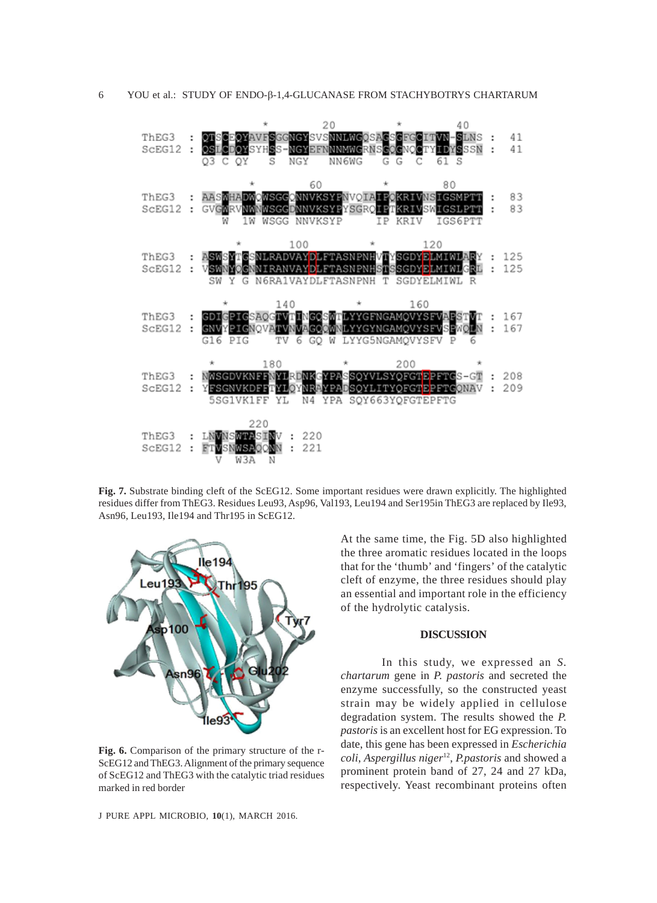**Fig. 7.** Substrate binding cleft of the ScEG12. Some important residues were drawn explicitly. The highlighted residues differ from ThEG3. Residues Leu93, Asp96, Val193, Leu194 and Ser195in ThEG3 are replaced by Ile93, Asn96, Leu193, Ile194 and Thr195 in ScEG12.

**Fig. 6.** Comparison of the primary structure of the r-ScEG12 and ThEG3. Alignment of the primary sequence of ScEG12 and ThEG3 with the catalytic triad residues marked in red border

At the same time, the Fig. 5D also highlighted the three aromatic residues located in the loops that for the 'thumb' and 'fingers' of the catalytic cleft of enzyme, the three residues should play an essential and important role in the efficiency of the hydrolytic catalysis.

## DISCUSSION

In this study, we expressed an *S. chartarum* gene in *P. pastoris* and secreted the enzyme successfully, so the constructed yeast strain may be widely applied in cellulose degradation system. The results showed the *P. pastoris* is an excellent host for EG expression. To date, this gene has been expressed in *Escherichia coli*, *Aspergillus niger*[12], *P.pastoris* and showed a prominent protein band of 27, 24 and 27 kDa, respectively. Yeast recombinant proteins often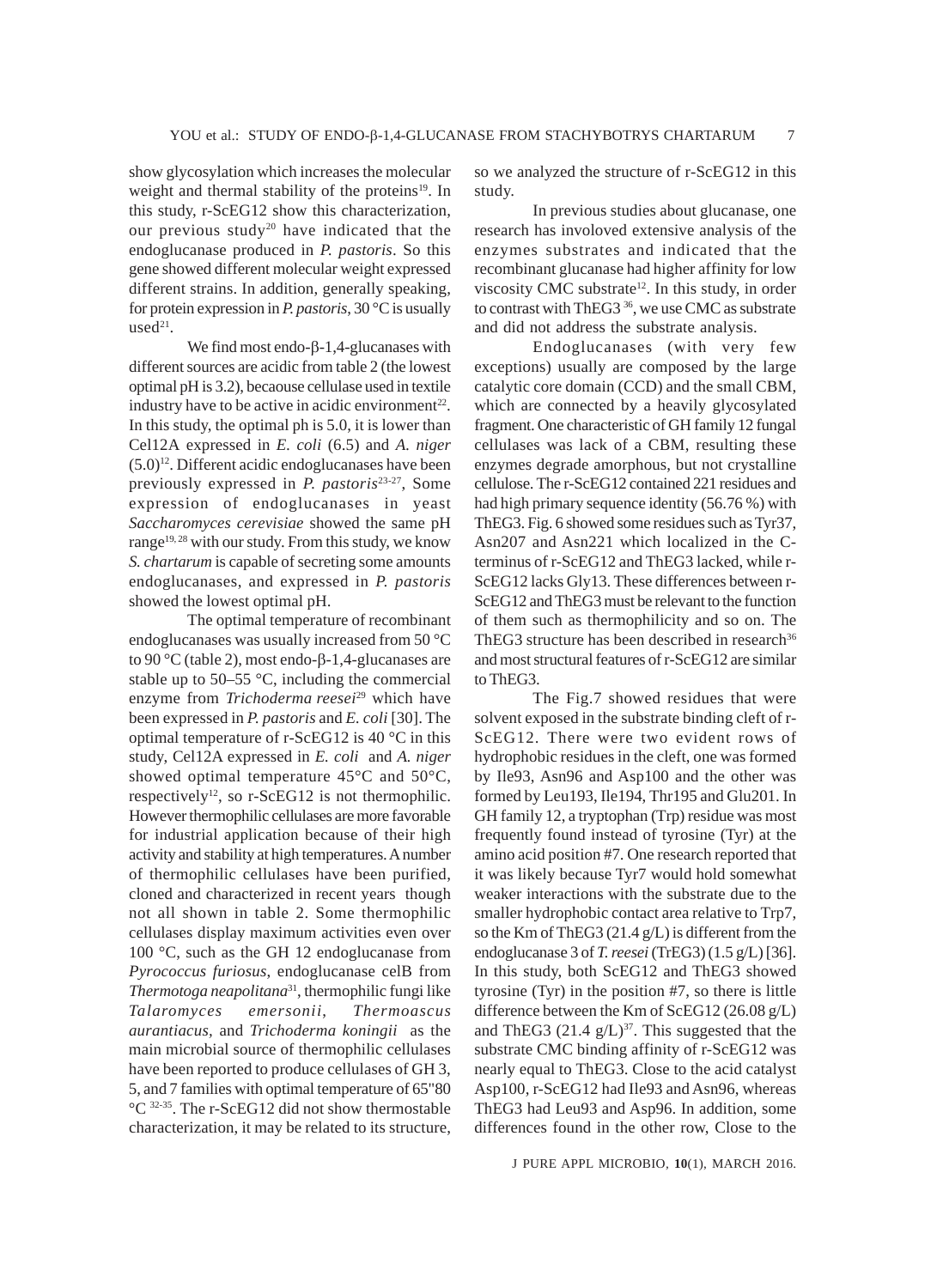show glycosylation which increases the molecular weight and thermal stability of the proteins[19]. In this study, r-ScEG12 show this characterization, our previous study[20] have indicated that the endoglucanase produced in *P. pastoris*. So this gene showed different molecular weight expressed different strains. In addition, generally speaking, for protein expression in *P. pastoris*, 30 °C is usually used[21].

We find most endo-β-1,4-glucanases with different sources are acidic from table 2 (the lowest optimal pH is 3.2), becaouse cellulase used in textile industry have to be active in acidic environment[22]. In this study, the optimal ph is 5.0, it is lower than Cel12A expressed in *E. coli* (6.5) and *A. niger* (5.0)[12]. Different acidic endoglucanases have been previously expressed in *P. pastoris*[23-27], Some expression of endoglucanases in yeast *Saccharomyces cerevisiae* showed the same pH range[19, 28] with our study. From this study, we know *S. chartarum* is capable of secreting some amounts endoglucanases, and expressed in *P. pastoris* showed the lowest optimal pH.

The optimal temperature of recombinant endoglucanases was usually increased from 50 °C to 90 °C (table 2), most endo-β-1,4-glucanases are stable up to 50–55 °C, including the commercial enzyme from *Trichoderma reesei*[29] which have been expressed in *P. pastoris* and *E. coli* [30]. The optimal temperature of r-ScEG12 is 40 °C in this study, Cel12A expressed in *E. coli* and *A. niger* showed optimal temperature 45°C and 50°C, respectively[12], so r-ScEG12 is not thermophilic. However thermophilic cellulases are more favorable for industrial application because of their high activity and stability at high temperatures. A number of thermophilic cellulases have been purified, cloned and characterized in recent years though not all shown in table 2. Some thermophilic cellulases display maximum activities even over 100 °C, such as the GH 12 endoglucanase from *Pyrococcus furiosus*, endoglucanase celB from *Thermotoga neapolitana*[31], thermophilic fungi like *Talaromyces emersonii*, *Thermoascus aurantiacus*, and *Trichoderma koningii* as the main microbial source of thermophilic cellulases have been reported to produce cellulases of GH 3, 5, and 7 families with optimal temperature of 65"80 °C [32-35]. The r-ScEG12 did not show thermostable characterization, it may be related to its structure, so we analyzed the structure of r-ScEG12 in this study.

In previous studies about glucanase, one research has involoved extensive analysis of the enzymes substrates and indicated that the recombinant glucanase had higher affinity for low viscosity CMC substrate[12]. In this study, in order to contrast with ThEG3 [36], we use CMC as substrate and did not address the substrate analysis.

Endoglucanases (with very few exceptions) usually are composed by the large catalytic core domain (CCD) and the small CBM, which are connected by a heavily glycosylated fragment. One characteristic of GH family 12 fungal cellulases was lack of a CBM, resulting these enzymes degrade amorphous, but not crystalline cellulose. The r-ScEG12 contained 221 residues and had high primary sequence identity (56.76 %) with ThEG3. Fig. 6 showed some residues such as Tyr37, Asn207 and Asn221 which localized in the C-terminus of r-ScEG12 and ThEG3 lacked, while r-ScEG12 lacks Gly13. These differences between r-ScEG12 and ThEG3 must be relevant to the function of them such as thermophilicity and so on. The ThEG3 structure has been described in research[36] and most structural features of r-ScEG12 are similar to ThEG3.

The Fig.7 showed residues that were solvent exposed in the substrate binding cleft of r-ScEG12. There were two evident rows of hydrophobic residues in the cleft, one was formed by Ile93, Asn96 and Asp100 and the other was formed by Leu193, Ile194, Thr195 and Glu201. In GH family 12, a tryptophan (Trp) residue was most frequently found instead of tyrosine (Tyr) at the amino acid position #7. One research reported that it was likely because Tyr7 would hold somewhat weaker interactions with the substrate due to the smaller hydrophobic contact area relative to Trp7, so the Km of ThEG3 (21.4 g/L) is different from the endoglucanase 3 of *T. reesei* (TrEG3) (1.5 g/L) [36]. In this study, both ScEG12 and ThEG3 showed tyrosine (Tyr) in the position #7, so there is little difference between the Km of ScEG12 (26.08 g/L) and ThEG3 (21.4 g/L)[37]. This suggested that the substrate CMC binding affinity of r-ScEG12 was nearly equal to ThEG3. Close to the acid catalyst Asp100, r-ScEG12 had Ile93 and Asn96, whereas ThEG3 had Leu93 and Asp96. In addition, some differences found in the other row, Close to the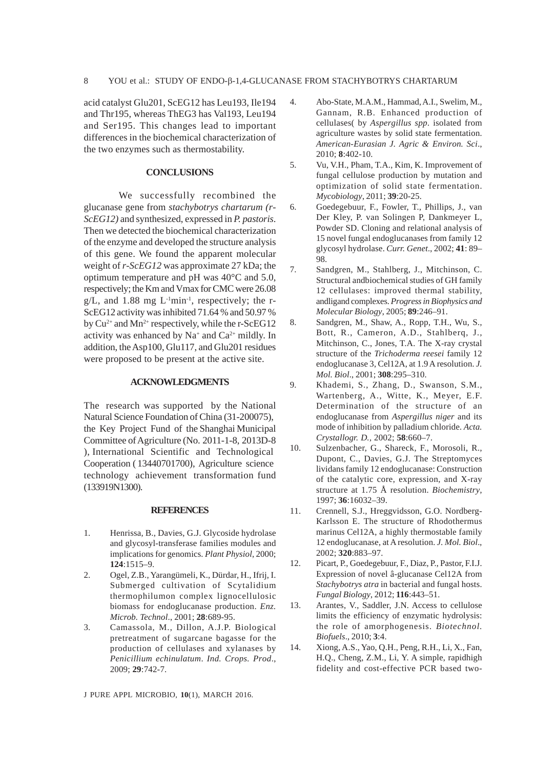acid catalyst Glu201, ScEG12 has Leu193, Ile194 and Thr195, whereas ThEG3 has Val193, Leu194 and Ser195. This changes lead to important differences in the biochemical characterization of the two enzymes such as thermostability.

## CONCLUSIONS

We successfully recombined the glucanase gene from *stachybotrys chartarum (r-ScEG12)* and synthesized, expressed in *P. pastoris*. Then we detected the biochemical characterization of the enzyme and developed the structure analysis of this gene. We found the apparent molecular weight of *r-ScEG12* was approximate 27 kDa; the optimum temperature and pH was 40°C and 5.0, respectively; the Km and Vmax for CMC were 26.08 g/L, and 1.88 mg $L^{-1}min^{-1}$, respectively; the r-ScEG12 activity was inhibited 71.64 % and 50.97 % by $Cu^{2+}$ and $Mn^{2+}$ respectively, while the r-ScEG12 activity was enhanced by $Na^{+}$ and $Ca^{2+}$ mildly. In addition, the Asp100, Glu117, and Glu201 residues were proposed to be present at the active site.

## ACKNOWLEDGMENTS

The research was supported by the National Natural Science Foundation of China (31-200075), the Key Project Fund of the Shanghai Municipal Committee of Agriculture (No. 2011-1-8, 2013D-8 ), International Scientific and Technological Cooperation ( 13440701700), Agriculture science technology achievement transformation fund (133919N1300).

## REFERENCES

1. Henrissa, B., Davies, G.J. Glycoside hydrolase and glycosyl-transferase families modules and implications for genomics. *Plant Physiol*, 2000; **124**:1515–9.
2. Ogel, Z.B., Yarangümeli, K., Dürdar, H., Ifrij, I. Submerged cultivation of Scytalidium thermophilumon complex lignocellulosic biomass for endoglucanase production. *Enz. Microb. Technol*., 2001; **28**:689-95.
3. Camassola, M., Dillon, A.J.P. Biological pretreatment of sugarcane bagasse for the production of cellulases and xylanases by *Penicillium echinulatum*. *Ind. Crops. Prod*., 2009; **29**:742-7.
4. Abo-State, M.A.M., Hammad, A.I., Swelim, M., Gannam, R.B. Enhanced production of cellulases( by *Aspergillus spp*. isolated from agriculture wastes by solid state fermentation. *American-Eurasian J. Agric & Environ. Sci*., 2010; **8**:402-10.
5. Vu, V.H., Pham, T.A., Kim, K. Improvement of fungal cellulose production by mutation and optimization of solid state fermentation. *Mycobiology*, 2011; **39**:20-25.
6. Goedegebuur, F., Fowler, T., Phillips, J., van Der Kley, P. van Solingen P, Dankmeyer L, Powder SD. Cloning and relational analysis of 15 novel fungal endoglucanases from family 12 glycosyl hydrolase. *Curr. Genet*., 2002; **41**: 89–98.
7. Sandgren, M., Stahlberg, J., Mitchinson, C. Structural andbiochemical studies of GH family 12 cellulases: improved thermal stability, andligand complexes. *Progress in Biophysics and Molecular Biology*, 2005; **89**:246–91.
8. Sandgren, M., Shaw, A., Ropp, T.H., Wu, S., Bott, R., Cameron, A.D., Stahlberq, J., Mitchinson, C., Jones, T.A. The X-ray crystal structure of the *Trichoderma reesei* family 12 endoglucanase 3, Cel12A, at 1.9 A resolution. *J. Mol. Biol*., 2001; **308**:295–310.
9. Khademi, S., Zhang, D., Swanson, S.M., Wartenberg, A., Witte, K., Meyer, E.F. Determination of the structure of an endoglucanase from *Aspergillus niger* and its mode of inhibition by palladium chloride. *Acta. Crystallogr. D.*, 2002; **58**:660–7.
10. Sulzenbacher, G., Shareck, F., Morosoli, R., Dupont, C., Davies, G.J. The Streptomyces lividans family 12 endoglucanase: Construction of the catalytic core, expression, and X-ray structure at 1.75 Å resolution. *Biochemistry*, 1997; **36**:16032–39.
11. Crennell, S.J., Hreggvidsson, G.O. Nordberg-Karlsson E. The structure of Rhodothermus marinus Cel12A, a highly thermostable family 12 endoglucanase, at A resolution. *J. Mol. Biol*., 2002; **320**:883–97.
12. Picart, P., Goedegebuur, F., Diaz, P., Pastor, F.I.J. Expression of novel â-glucanase Cel12A from *Stachybotrys atra* in bacterial and fungal hosts. *Fungal Biology*, 2012; **116**:443–51.
13. Arantes, V., Saddler, J.N. Access to cellulose limits the efficiency of enzymatic hydrolysis: the role of amorphogenesis. *Biotechnol. Biofuels*., 2010; **3**:4.
14. Xiong, A.S., Yao, Q.H., Peng, R.H., Li, X., Fan, H.Q., Cheng, Z.M., Li, Y. A simple, rapidhigh fidelity and cost-effective PCR based two-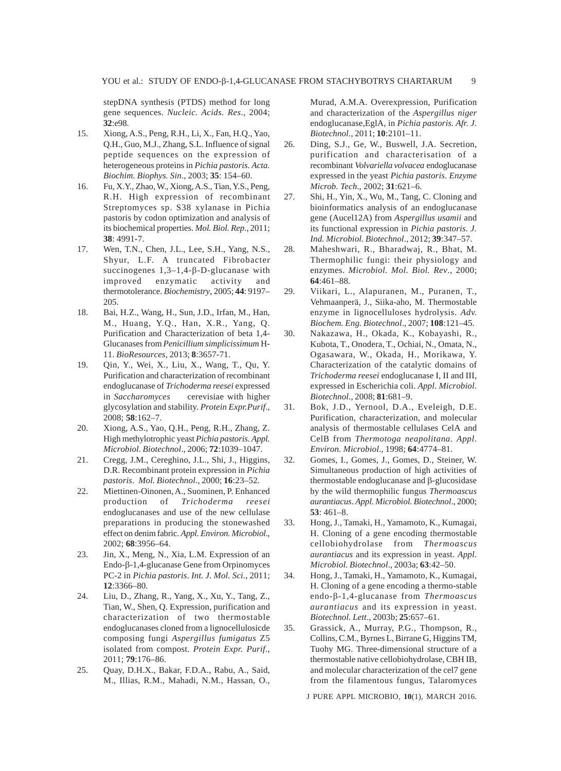stepDNA synthesis (PTDS) method for long gene sequences. *Nucleic. Acids. Res*., 2004; **32**:e98.

15. Xiong, A.S., Peng, R.H., Li, X., Fan, H.Q., Yao, Q.H., Guo, M.J., Zhang, S.L. Influence of signal peptide sequences on the expression of heterogeneous proteins in *Pichia pastoris. Acta. Biochim. Biophys. Sin*., 2003; **35**: 154–60.
16. Fu, X.Y., Zhao, W., Xiong, A.S., Tian, Y.S., Peng, R.H. High expression of recombinant Streptomyces sp. S38 xylanase in Pichia pastoris by codon optimization and analysis of its biochemical properties. *Mol. Biol. Rep*., 2011; **38**: 4991-7.
17. Wen, T.N., Chen, J.L., Lee, S.H., Yang, N.S., Shyur, L.F. A truncated Fibrobacter succinogenes 1,3–1,4-β-D-glucanase with improved enzymatic activity and thermotolerance. *Biochemistry*, 2005; **44**: 9197–205.
18. Bai, H.Z., Wang, H., Sun, J.D., Irfan, M., Han, M., Huang, Y.Q., Han, X.R., Yang, Q. Purification and Characterization of beta 1,4-Glucanases from *Penicillium simplicissimum* H-11. *BioResources*, 2013; **8**:3657-71.
19. Qin, Y., Wei, X., Liu, X., Wang, T., Qu, Y. Purification and characterization of recombinant endoglucanase of *Trichoderma reesei* expressed in *Saccharomyces* cerevisiae with higher glycosylation and stability. *Protein Expr.Purif*., 2008; **58**:162–7.
20. Xiong, A.S., Yao, Q.H., Peng, R.H., Zhang, Z. High methylotrophic yeast *Pichia pastoris*. *Appl. Microbiol. Biotechnol*., 2006; **72**:1039–1047.
21. Cregg, J.M., Cereghino, J.L., Shi, J., Higgins, D.R. Recombinant protein expression in *Pichia pastoris*. *Mol. Biotechnol*., 2000; **16**:23–52.
22. Miettinen-Oinonen, A., Suominen, P. Enhanced production of *Trichoderma reesei* endoglucanases and use of the new cellulase preparations in producing the stonewashed effect on denim fabric. *Appl. Environ. Microbiol*., 2002; **68**:3956–64.
23. Jin, X., Meng, N., Xia, L.M. Expression of an Endo-β-1,4-glucanase Gene from Orpinomyces PC-2 in *Pichia pastoris*. *Int. J. Mol. Sci*., 2011; **12**:3366–80.
24. Liu, D., Zhang, R., Yang, X., Xu, Y., Tang, Z., Tian, W., Shen, Q. Expression, purification and characterization of two thermostable endoglucanases cloned from a lignocellulosicde composing fungi *Aspergillus fumigatus* Z5 isolated from compost. *Protein Expr. Purif*., 2011; **79**:176–86.
25. Quay, D.H.X., Bakar, F.D.A., Rabu, A., Said, M., Illias, R.M., Mahadi, N.M., Hassan, O., Murad, A.M.A. Overexpression, Purification and characterization of the *Aspergillus niger* endoglucanase,EglA, in *Pichia pastoris. Afr. J. Biotechnol*., 2011; **10**:2101–11.
26. Ding, S.J., Ge, W., Buswell, J.A. Secretion, purification and characterisation of a recombinant *Volvariella volvacea* endoglucanase expressed in the yeast *Pichia pastoris*. *Enzyme Microb. Tech*., 2002; **31**:621–6.
27. Shi, H., Yin, X., Wu, M., Tang, C. Cloning and bioinformatics analysis of an endoglucanase gene (Aucel12A) from *Aspergillus usamii* and its functional expression in *Pichia pastoris. J. Ind. Microbiol. Biotechnol*., 2012; **39**:347–57.
28. Maheshwari, R., Bharadwaj, R., Bhat, M. Thermophilic fungi: their physiology and enzymes. *Microbiol. Mol. Biol. Rev*., 2000; **64**:461–88.
29. Viikari, L., Alapuranen, M., Puranen, T., Vehmaanperä, J., Siika-aho, M. Thermostable enzyme in lignocelluloses hydrolysis. *Adv. Biochem. Eng. Biotechnol*., 2007; **108**:121–45.
30. Nakazawa, H., Okada, K., Kobayashi, R., Kubota, T., Onodera, T., Ochiai, N., Omata, N., Ogasawara, W., Okada, H., Morikawa, Y. Characterization of the catalytic domains of *Trichoderma reesei* endoglucanase I, II and III, expressed in Escherichia coli. *Appl. Microbiol. Biotechnol*., 2008; **81**:681–9.
31. Bok, J.D., Yernool, D.A., Eveleigh, D.E. Purification, characterization, and molecular analysis of thermostable cellulases CelA and CelB from *Thermotoga neapolitana*. *Appl. Environ. Microbiol*., 1998; **64**:4774–81.
32. Gomes, I., Gomes, J., Gomes, D., Steiner, W. Simultaneous production of high activities of thermostable endoglucanase and β-glucosidase by the wild thermophilic fungus *Thermoascus aurantiacus*. *Appl. Microbiol. Biotechnol*., 2000; **53**: 461–8.
33. Hong, J., Tamaki, H., Yamamoto, K., Kumagai, H. Cloning of a gene encoding thermostable cellobiohydrolase from *Thermoascus aurantiacus* and its expression in yeast. *Appl. Microbiol. Biotechnol*., 2003a; **63**:42–50.
34. Hong, J., Tamaki, H., Yamamoto, K., Kumagai, H. Cloning of a gene encoding a thermo-stable endo-β-1,4-glucanase from *Thermoascus aurantiacus* and its expression in yeast. *Biotechnol. Lett*., 2003b; **25**:657–61.
35. Grassick, A., Murray, P.G., Thompson, R., Collins, C.M., Byrnes L, Birrane G, Higgins TM, Tuohy MG. Three-dimensional structure of a thermostable native cellobiohydrolase, CBH IB, and molecular characterization of the cel7 gene from the filamentous fungus, Talaromyces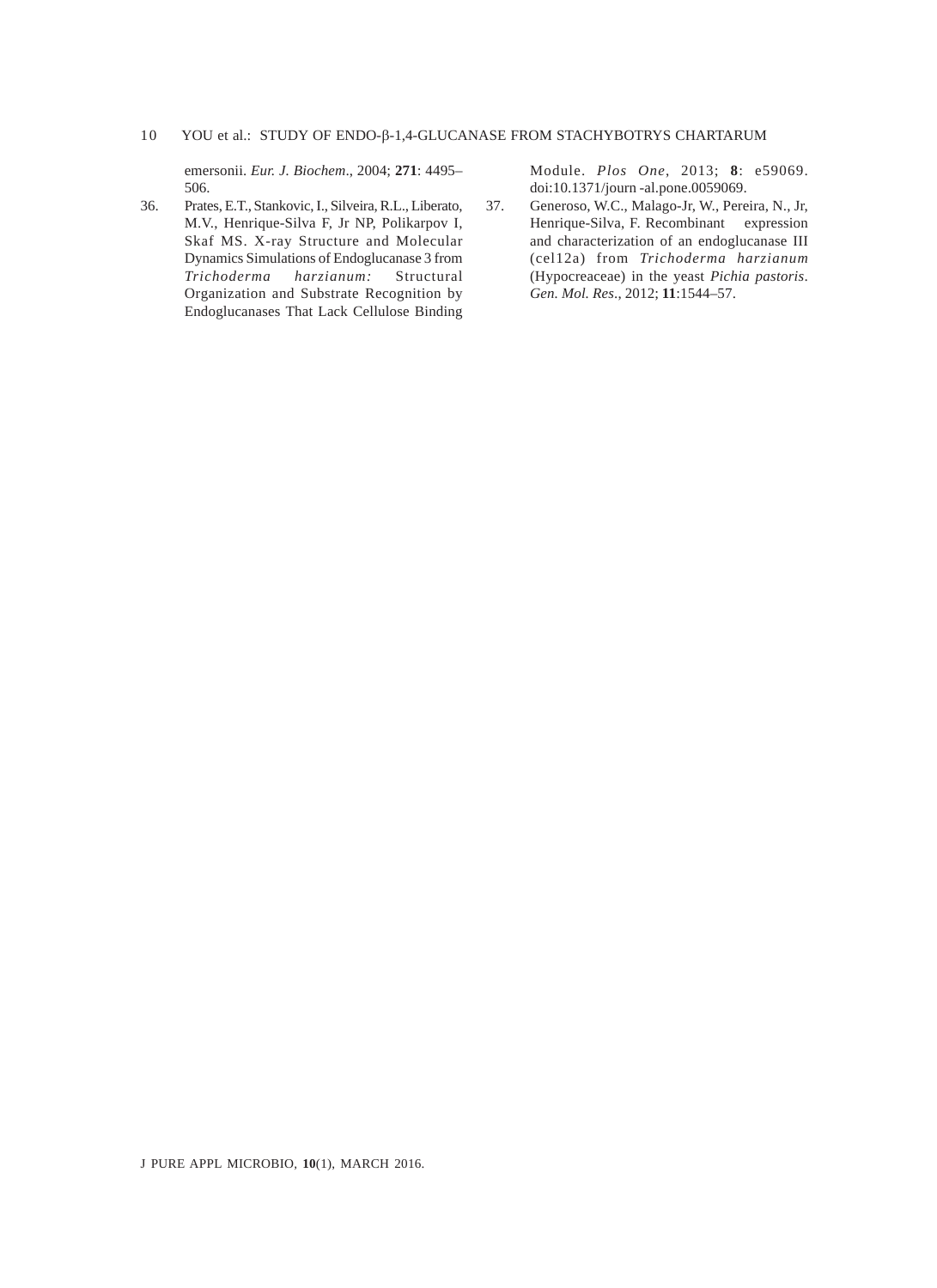emersonii. *Eur. J. Biochem*., 2004; **271**: 4495–506.

36. Prates, E.T., Stankovic, I., Silveira, R.L., Liberato, M.V., Henrique-Silva F, Jr NP, Polikarpov I, Skaf MS. X-ray Structure and Molecular Dynamics Simulations of Endoglucanase 3 from *Trichoderma harzianum:* Structural Organization and Substrate Recognition by Endoglucanases That Lack Cellulose Binding Module. *Plos One*, 2013; **8**: e59069. doi:10.1371/journ -al.pone.0059069.

37. Generoso, W.C., Malago-Jr, W., Pereira, N., Jr, Henrique-Silva, F. Recombinant expression and characterization of an endoglucanase III (cel12a) from *Trichoderma harzianum* (Hypocreaceae) in the yeast *Pichia pastoris*. *Gen. Mol. Res*., 2012; **11**:1544–57.